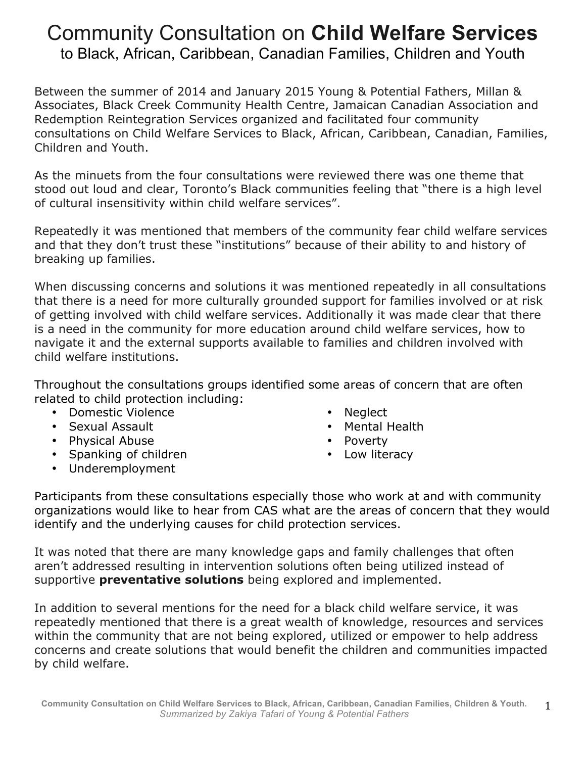# Community Consultation on **Child Welfare Services**

## to Black, African, Caribbean, Canadian Families, Children and Youth

Between the summer of 2014 and January 2015 Young & Potential Fathers, Millan & Associates, Black Creek Community Health Centre, Jamaican Canadian Association and Redemption Reintegration Services organized and facilitated four community consultations on Child Welfare Services to Black, African, Caribbean, Canadian, Families, Children and Youth.

As the minuets from the four consultations were reviewed there was one theme that stood out loud and clear, Toronto's Black communities feeling that "there is a high level of cultural insensitivity within child welfare services".

Repeatedly it was mentioned that members of the community fear child welfare services and that they don't trust these "institutions" because of their ability to and history of breaking up families.

When discussing concerns and solutions it was mentioned repeatedly in all consultations that there is a need for more culturally grounded support for families involved or at risk of getting involved with child welfare services. Additionally it was made clear that there is a need in the community for more education around child welfare services, how to navigate it and the external supports available to families and children involved with child welfare institutions.

Throughout the consultations groups identified some areas of concern that are often related to child protection including:

- Domestic Violence
- Sexual Assault
- Physical Abuse
- Spanking of children
- Underemployment
- Neglect
- Mental Health
- Poverty
- Low literacy

Participants from these consultations especially those who work at and with community organizations would like to hear from CAS what are the areas of concern that they would identify and the underlying causes for child protection services.

It was noted that there are many knowledge gaps and family challenges that often aren't addressed resulting in intervention solutions often being utilized instead of supportive **preventative solutions** being explored and implemented.

In addition to several mentions for the need for a black child welfare service, it was repeatedly mentioned that there is a great wealth of knowledge, resources and services within the community that are not being explored, utilized or empower to help address concerns and create solutions that would benefit the children and communities impacted by child welfare.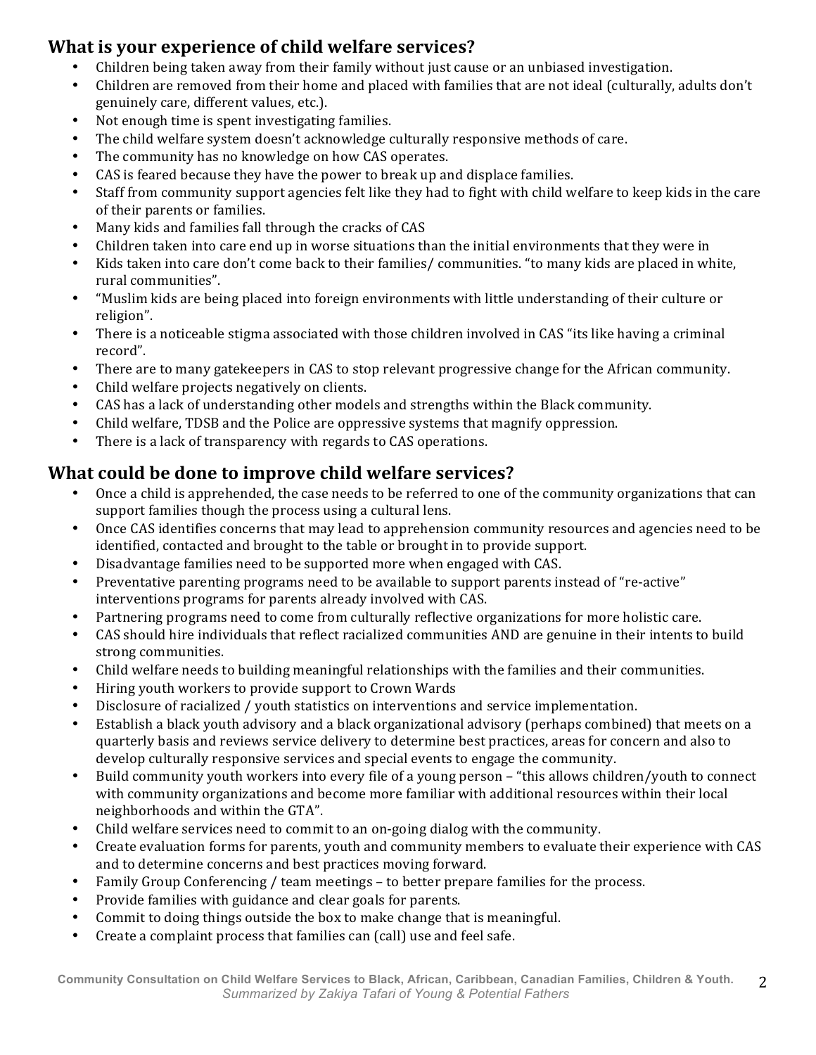## What is your experience of child welfare services?

- Children being taken away from their family without just cause or an unbiased investigation.
- Children are removed from their home and placed with families that are not ideal (culturally, adults don't genuinely care, different values, etc.).
- Not enough time is spent investigating families.
- The child welfare system doesn't acknowledge culturally responsive methods of care.
- The community has no knowledge on how CAS operates.
- CAS is feared because they have the power to break up and displace families.
- Staff from community support agencies felt like they had to fight with child welfare to keep kids in the care of their parents or families.
- Many kids and families fall through the cracks of CAS
- Children taken into care end up in worse situations than the initial environments that they were in
- Kids taken into care don't come back to their families/ communities. "to many kids are placed in white, rural communities".
- "Muslim kids are being placed into foreign environments with little understanding of their culture or religion".
- There is a noticeable stigma associated with those children involved in CAS "its like having a criminal record".
- There are to many gatekeepers in CAS to stop relevant progressive change for the African community.
- Child welfare projects negatively on clients.
- CAS has a lack of understanding other models and strengths within the Black community.
- Child welfare, TDSB and the Police are oppressive systems that magnify oppression.
- There is a lack of transparency with regards to CAS operations.

## What could be done to improve child welfare services?

- Once a child is apprehended, the case needs to be referred to one of the community organizations that can support families though the process using a cultural lens.
- Once CAS identifies concerns that may lead to apprehension community resources and agencies need to be identified, contacted and brought to the table or brought in to provide support.
- Disadvantage families need to be supported more when engaged with CAS.
- Preventative parenting programs need to be available to support parents instead of "re-active" interventions programs for parents already involved with CAS.
- Partnering programs need to come from culturally reflective organizations for more holistic care.
- CAS should hire individuals that reflect racialized communities AND are genuine in their intents to build strong communities.
- Child welfare needs to building meaningful relationships with the families and their communities.
- Hiring youth workers to provide support to Crown Wards
- Disclosure of racialized / youth statistics on interventions and service implementation.
- Establish a black youth advisory and a black organizational advisory (perhaps combined) that meets on a quarterly basis and reviews service delivery to determine best practices, areas for concern and also to develop culturally responsive services and special events to engage the community.
- Build community youth workers into every file of a young person – "this allows children/youth to connect with community organizations and become more familiar with additional resources within their local neighborhoods and within the GTA".
- Child welfare services need to commit to an on-going dialog with the community.
- Create evaluation forms for parents, youth and community members to evaluate their experience with CAS and to determine concerns and best practices moving forward.
- Family Group Conferencing / team meetings – to better prepare families for the process.
- Provide families with guidance and clear goals for parents.
- Commit to doing things outside the box to make change that is meaningful.
- Create a complaint process that families can (call) use and feel safe.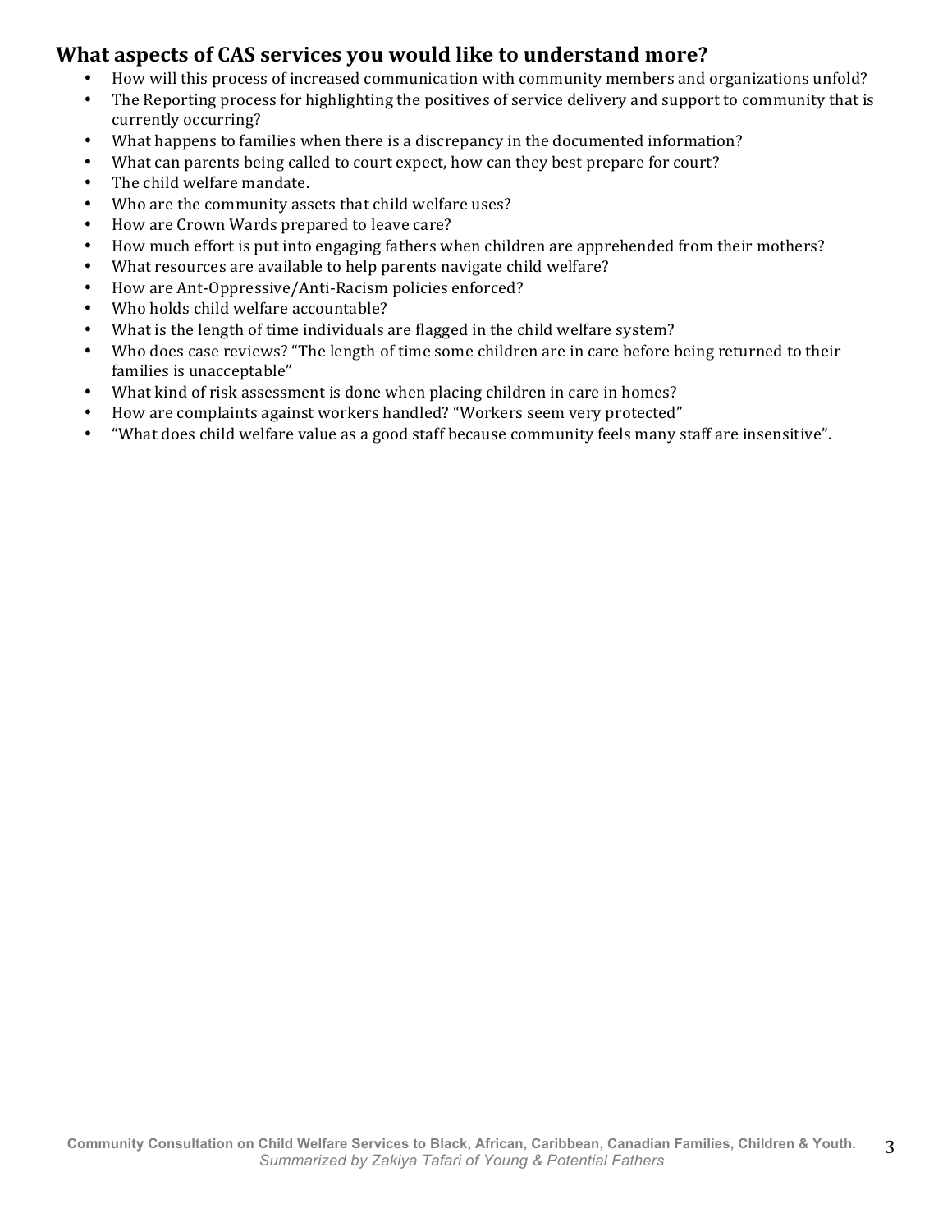## What aspects of CAS services you would like to understand more?

- How will this process of increased communication with community members and organizations unfold?
- The Reporting process for highlighting the positives of service delivery and support to community that is currently occurring?
- What happens to families when there is a discrepancy in the documented information?
- What can parents being called to court expect, how can they best prepare for court?
- The child welfare mandate.
- Who are the community assets that child welfare uses?
- How are Crown Wards prepared to leave care?
- How much effort is put into engaging fathers when children are apprehended from their mothers?
- What resources are available to help parents navigate child welfare?
- How are Ant-Oppressive/Anti-Racism policies enforced?
- Who holds child welfare accountable?
- What is the length of time individuals are flagged in the child welfare system?
- Who does case reviews? "The length of time some children are in care before being returned to their families is unacceptable"
- What kind of risk assessment is done when placing children in care in homes?
- How are complaints against workers handled? "Workers seem very protected"
- "What does child welfare value as a good staff because community feels many staff are insensitive".